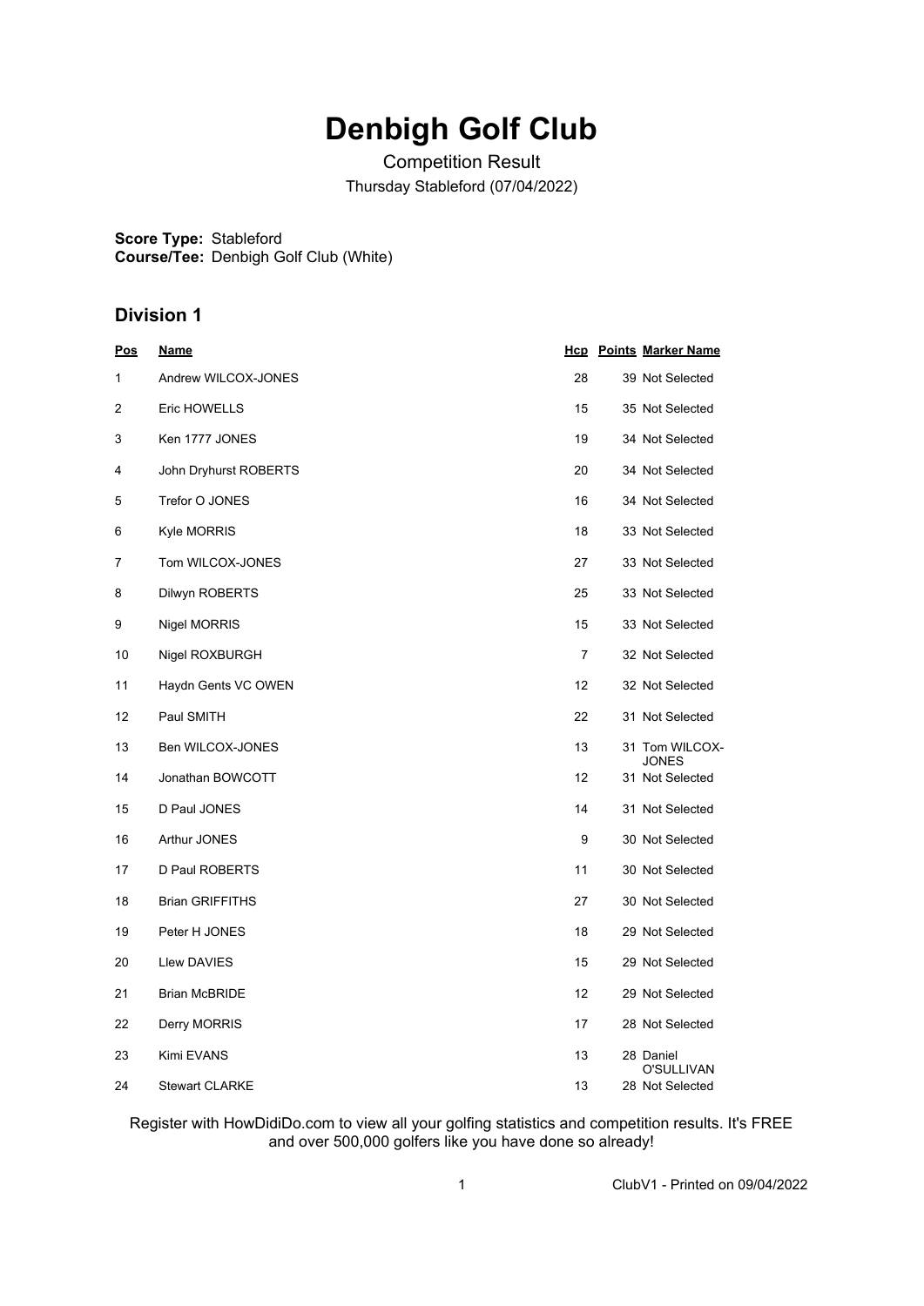# Denbigh Golf Club

Competition Result

Thursday Stableford (07/04/2022)

**Score Type:** Stableford
**Course/Tee:** Denbigh Golf Club (White)

## Division 1

| Pos | Name | Hcp | Points | Marker Name |
|---|---|---|---|---|
| 1 | Andrew WILCOX-JONES | 28 | 39 | Not Selected |
| 2 | Eric HOWELLS | 15 | 35 | Not Selected |
| 3 | Ken 1777 JONES | 19 | 34 | Not Selected |
| 4 | John Dryhurst ROBERTS | 20 | 34 | Not Selected |
| 5 | Trefor O JONES | 16 | 34 | Not Selected |
| 6 | Kyle MORRIS | 18 | 33 | Not Selected |
| 7 | Tom WILCOX-JONES | 27 | 33 | Not Selected |
| 8 | Dilwyn ROBERTS | 25 | 33 | Not Selected |
| 9 | Nigel MORRIS | 15 | 33 | Not Selected |
| 10 | Nigel ROXBURGH | 7 | 32 | Not Selected |
| 11 | Haydn Gents VC OWEN | 12 | 32 | Not Selected |
| 12 | Paul SMITH | 22 | 31 | Not Selected |
| 13 | Ben WILCOX-JONES | 13 | 31 | Tom WILCOX-JONES |
| 14 | Jonathan BOWCOTT | 12 | 31 | Not Selected |
| 15 | D Paul JONES | 14 | 31 | Not Selected |
| 16 | Arthur JONES | 9 | 30 | Not Selected |
| 17 | D Paul ROBERTS | 11 | 30 | Not Selected |
| 18 | Brian GRIFFITHS | 27 | 30 | Not Selected |
| 19 | Peter H JONES | 18 | 29 | Not Selected |
| 20 | Llew DAVIES | 15 | 29 | Not Selected |
| 21 | Brian McBRIDE | 12 | 29 | Not Selected |
| 22 | Derry MORRIS | 17 | 28 | Not Selected |
| 23 | Kimi EVANS | 13 | 28 | Daniel O'SULLIVAN |
| 24 | Stewart CLARKE | 13 | 28 | Not Selected |

Register with HowDidiDo.com to view all your golfing statistics and competition results. It's FREE and over 500,000 golfers like you have done so already!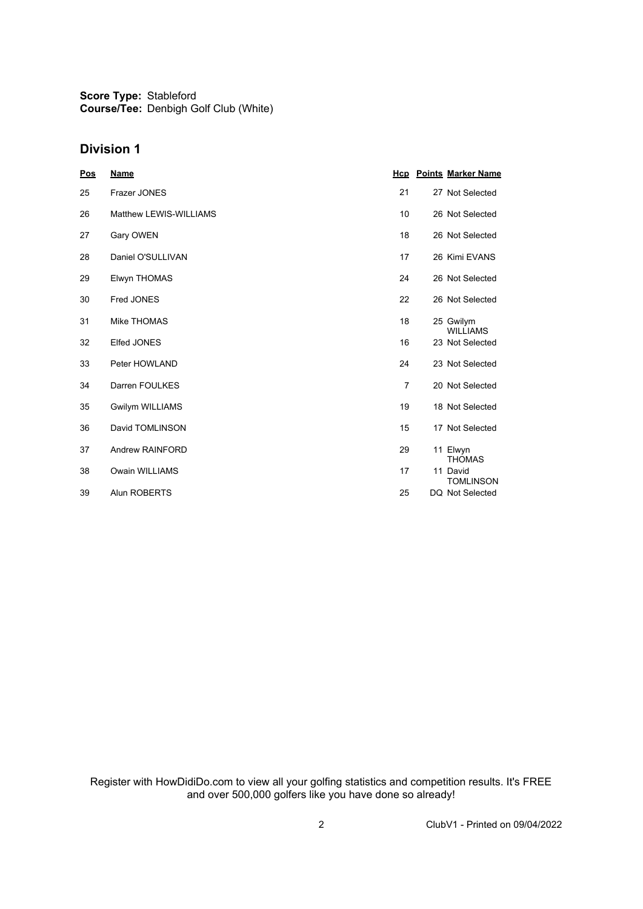**Score Type:** Stableford
**Course/Tee:** Denbigh Golf Club (White)

## Division 1

| Pos | Name | Hcp | Points | Marker Name |
|---|---|---|---|---|
| 25 | Frazer JONES | 21 | 27 | Not Selected |
| 26 | Matthew LEWIS-WILLIAMS | 10 | 26 | Not Selected |
| 27 | Gary OWEN | 18 | 26 | Not Selected |
| 28 | Daniel O'SULLIVAN | 17 | 26 | Kimi EVANS |
| 29 | Elwyn THOMAS | 24 | 26 | Not Selected |
| 30 | Fred JONES | 22 | 26 | Not Selected |
| 31 | Mike THOMAS | 18 | 25 | Gwilym WILLIAMS |
| 32 | Elfed JONES | 16 | 23 | Not Selected |
| 33 | Peter HOWLAND | 24 | 23 | Not Selected |
| 34 | Darren FOULKES | 7 | 20 | Not Selected |
| 35 | Gwilym WILLIAMS | 19 | 18 | Not Selected |
| 36 | David TOMLINSON | 15 | 17 | Not Selected |
| 37 | Andrew RAINFORD | 29 | 11 | Elwyn THOMAS |
| 38 | Owain WILLIAMS | 17 | 11 | David TOMLINSON |
| 39 | Alun ROBERTS | 25 | DQ | Not Selected |

Register with HowDidiDo.com to view all your golfing statistics and competition results. It's FREE and over 500,000 golfers like you have done so already!

ClubV1 - Printed on 09/04/2022